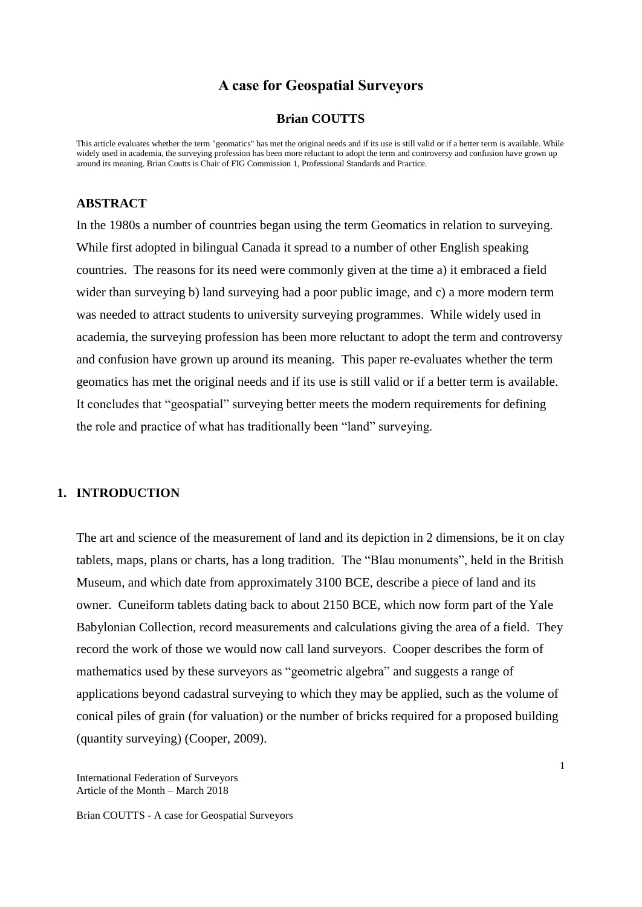# A case for Geospatial Surveyors

**Brian COUTTS**

This article evaluates whether the term "geomatics" has met the original needs and if its use is still valid or if a better term is available. While widely used in academia, the surveying profession has been more reluctant to adopt the term and controversy and confusion have grown up around its meaning. Brian Coutts is Chair of FIG Commission 1, Professional Standards and Practice.

## ABSTRACT

In the 1980s a number of countries began using the term Geomatics in relation to surveying. While first adopted in bilingual Canada it spread to a number of other English speaking countries. The reasons for its need were commonly given at the time a) it embraced a field wider than surveying b) land surveying had a poor public image, and c) a more modern term was needed to attract students to university surveying programmes. While widely used in academia, the surveying profession has been more reluctant to adopt the term and controversy and confusion have grown up around its meaning. This paper re-evaluates whether the term geomatics has met the original needs and if its use is still valid or if a better term is available. It concludes that "geospatial" surveying better meets the modern requirements for defining the role and practice of what has traditionally been "land" surveying.

## 1. INTRODUCTION

The art and science of the measurement of land and its depiction in 2 dimensions, be it on clay tablets, maps, plans or charts, has a long tradition. The "Blau monuments", held in the British Museum, and which date from approximately 3100 BCE, describe a piece of land and its owner. Cuneiform tablets dating back to about 2150 BCE, which now form part of the Yale Babylonian Collection, record measurements and calculations giving the area of a field. They record the work of those we would now call land surveyors. Cooper describes the form of mathematics used by these surveyors as "geometric algebra" and suggests a range of applications beyond cadastral surveying to which they may be applied, such as the volume of conical piles of grain (for valuation) or the number of bricks required for a proposed building (quantity surveying) (Cooper, 2009).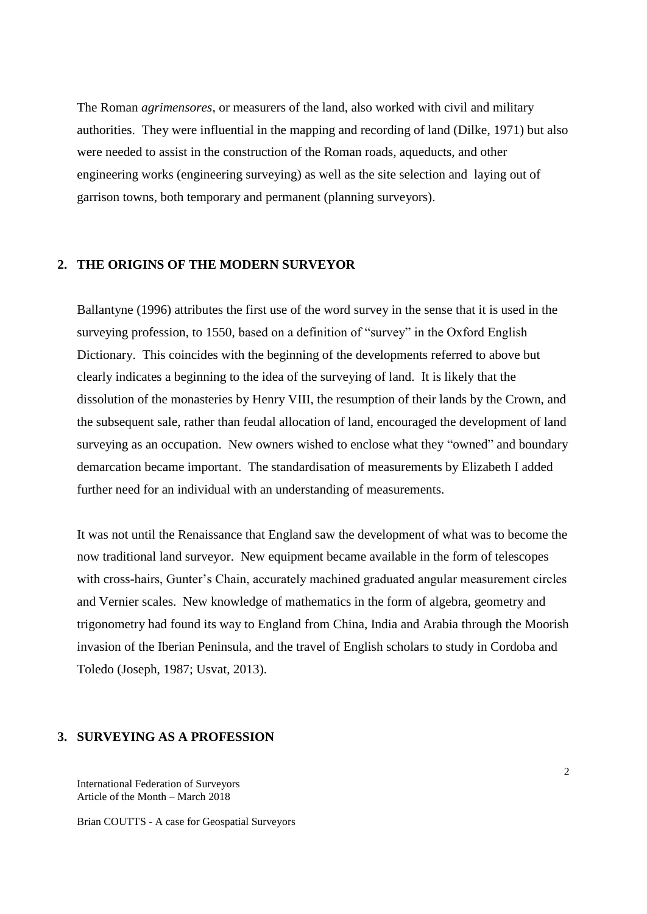The Roman *agrimensores*, or measurers of the land, also worked with civil and military authorities. They were influential in the mapping and recording of land (Dilke, 1971) but also were needed to assist in the construction of the Roman roads, aqueducts, and other engineering works (engineering surveying) as well as the site selection and laying out of garrison towns, both temporary and permanent (planning surveyors).

## 2. THE ORIGINS OF THE MODERN SURVEYOR

Ballantyne (1996) attributes the first use of the word survey in the sense that it is used in the surveying profession, to 1550, based on a definition of "survey" in the Oxford English Dictionary. This coincides with the beginning of the developments referred to above but clearly indicates a beginning to the idea of the surveying of land. It is likely that the dissolution of the monasteries by Henry VIII, the resumption of their lands by the Crown, and the subsequent sale, rather than feudal allocation of land, encouraged the development of land surveying as an occupation. New owners wished to enclose what they "owned" and boundary demarcation became important. The standardisation of measurements by Elizabeth I added further need for an individual with an understanding of measurements.

It was not until the Renaissance that England saw the development of what was to become the now traditional land surveyor. New equipment became available in the form of telescopes with cross-hairs, Gunter's Chain, accurately machined graduated angular measurement circles and Vernier scales. New knowledge of mathematics in the form of algebra, geometry and trigonometry had found its way to England from China, India and Arabia through the Moorish invasion of the Iberian Peninsula, and the travel of English scholars to study in Cordoba and Toledo (Joseph, 1987; Usvat, 2013).

## 3. SURVEYING AS A PROFESSION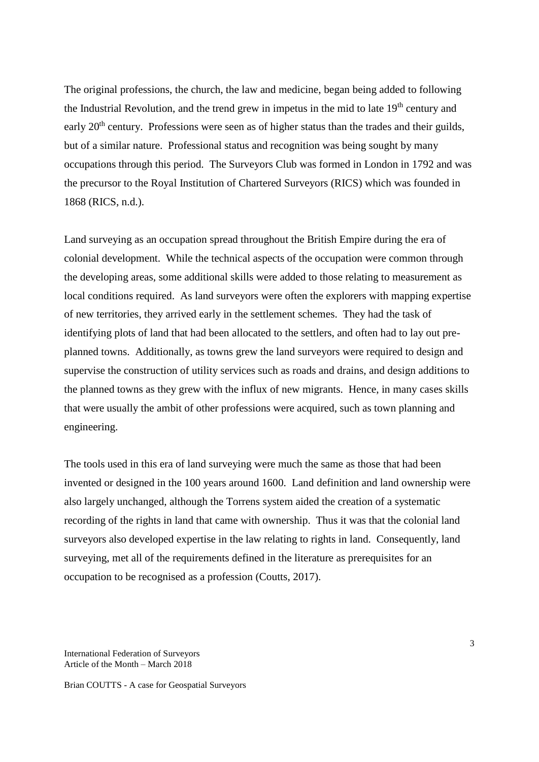The original professions, the church, the law and medicine, began being added to following the Industrial Revolution, and the trend grew in impetus in the mid to late 19th century and early 20th century. Professions were seen as of higher status than the trades and their guilds, but of a similar nature. Professional status and recognition was being sought by many occupations through this period. The Surveyors Club was formed in London in 1792 and was the precursor to the Royal Institution of Chartered Surveyors (RICS) which was founded in 1868 (RICS, n.d.).

Land surveying as an occupation spread throughout the British Empire during the era of colonial development. While the technical aspects of the occupation were common through the developing areas, some additional skills were added to those relating to measurement as local conditions required. As land surveyors were often the explorers with mapping expertise of new territories, they arrived early in the settlement schemes. They had the task of identifying plots of land that had been allocated to the settlers, and often had to lay out pre-planned towns. Additionally, as towns grew the land surveyors were required to design and supervise the construction of utility services such as roads and drains, and design additions to the planned towns as they grew with the influx of new migrants. Hence, in many cases skills that were usually the ambit of other professions were acquired, such as town planning and engineering.

The tools used in this era of land surveying were much the same as those that had been invented or designed in the 100 years around 1600. Land definition and land ownership were also largely unchanged, although the Torrens system aided the creation of a systematic recording of the rights in land that came with ownership. Thus it was that the colonial land surveyors also developed expertise in the law relating to rights in land. Consequently, land surveying, met all of the requirements defined in the literature as prerequisites for an occupation to be recognised as a profession (Coutts, 2017).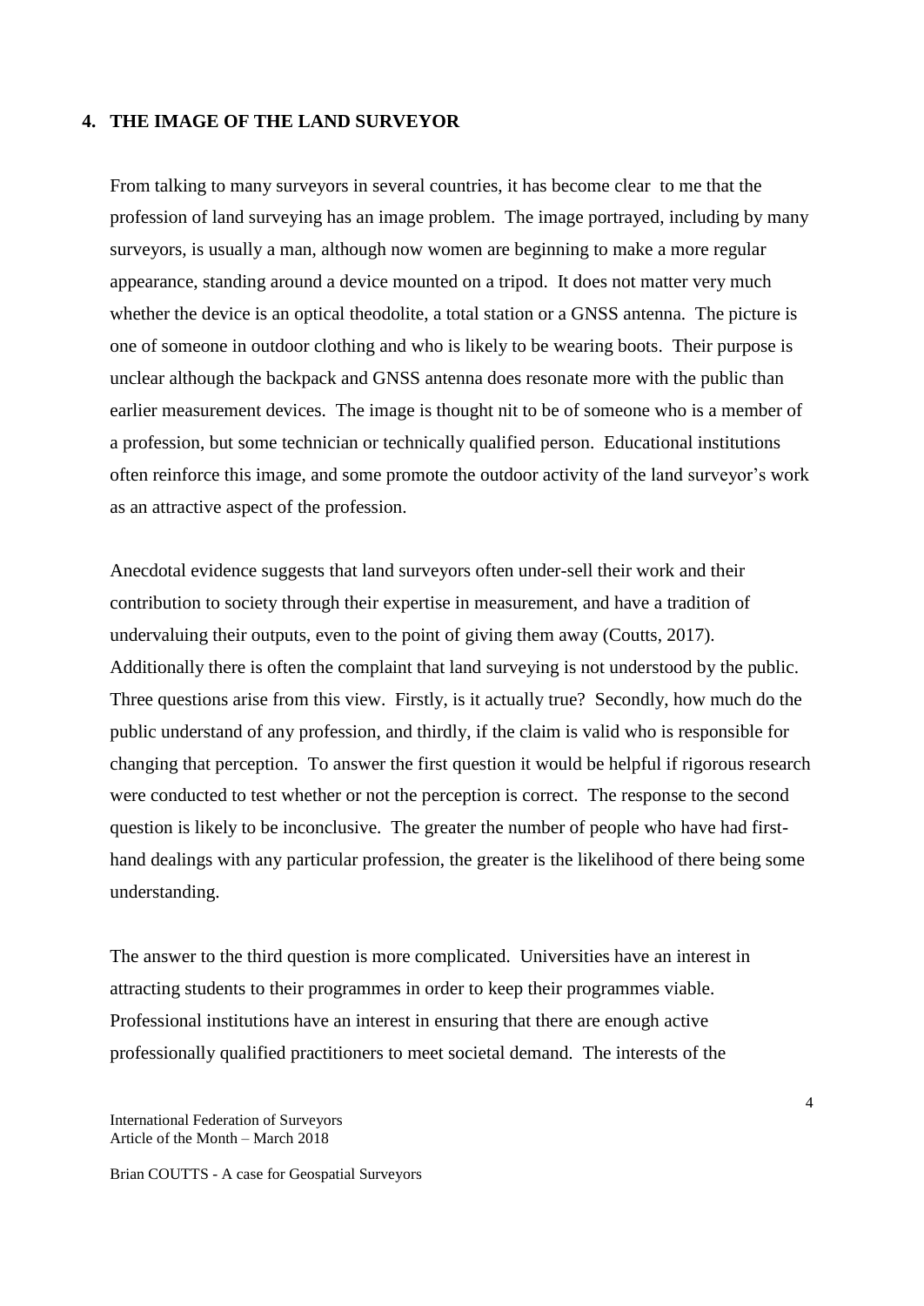## 4. THE IMAGE OF THE LAND SURVEYOR

From talking to many surveyors in several countries, it has become clear to me that the profession of land surveying has an image problem. The image portrayed, including by many surveyors, is usually a man, although now women are beginning to make a more regular appearance, standing around a device mounted on a tripod. It does not matter very much whether the device is an optical theodolite, a total station or a GNSS antenna. The picture is one of someone in outdoor clothing and who is likely to be wearing boots. Their purpose is unclear although the backpack and GNSS antenna does resonate more with the public than earlier measurement devices. The image is thought nit to be of someone who is a member of a profession, but some technician or technically qualified person. Educational institutions often reinforce this image, and some promote the outdoor activity of the land surveyor's work as an attractive aspect of the profession.

Anecdotal evidence suggests that land surveyors often under-sell their work and their contribution to society through their expertise in measurement, and have a tradition of undervaluing their outputs, even to the point of giving them away (Coutts, 2017). Additionally there is often the complaint that land surveying is not understood by the public. Three questions arise from this view. Firstly, is it actually true? Secondly, how much do the public understand of any profession, and thirdly, if the claim is valid who is responsible for changing that perception. To answer the first question it would be helpful if rigorous research were conducted to test whether or not the perception is correct. The response to the second question is likely to be inconclusive. The greater the number of people who have had first-hand dealings with any particular profession, the greater is the likelihood of there being some understanding.

The answer to the third question is more complicated. Universities have an interest in attracting students to their programmes in order to keep their programmes viable. Professional institutions have an interest in ensuring that there are enough active professionally qualified practitioners to meet societal demand. The interests of the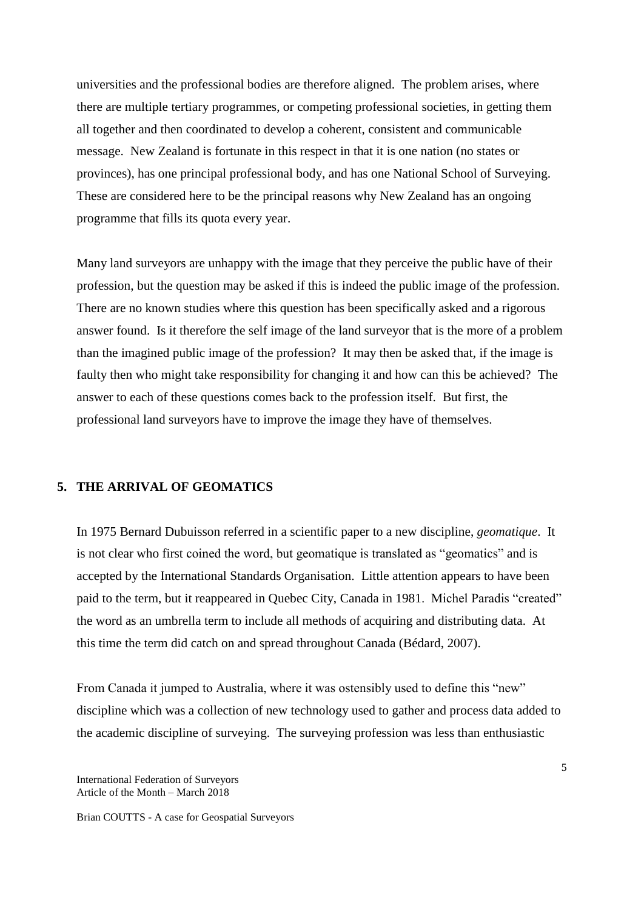universities and the professional bodies are therefore aligned. The problem arises, where there are multiple tertiary programmes, or competing professional societies, in getting them all together and then coordinated to develop a coherent, consistent and communicable message. New Zealand is fortunate in this respect in that it is one nation (no states or provinces), has one principal professional body, and has one National School of Surveying. These are considered here to be the principal reasons why New Zealand has an ongoing programme that fills its quota every year.

Many land surveyors are unhappy with the image that they perceive the public have of their profession, but the question may be asked if this is indeed the public image of the profession. There are no known studies where this question has been specifically asked and a rigorous answer found. Is it therefore the self image of the land surveyor that is the more of a problem than the imagined public image of the profession? It may then be asked that, if the image is faulty then who might take responsibility for changing it and how can this be achieved? The answer to each of these questions comes back to the profession itself. But first, the professional land surveyors have to improve the image they have of themselves.

## 5. THE ARRIVAL OF GEOMATICS

In 1975 Bernard Dubuisson referred in a scientific paper to a new discipline, *geomatique*. It is not clear who first coined the word, but geomatique is translated as "geomatics" and is accepted by the International Standards Organisation. Little attention appears to have been paid to the term, but it reappeared in Quebec City, Canada in 1981. Michel Paradis "created" the word as an umbrella term to include all methods of acquiring and distributing data. At this time the term did catch on and spread throughout Canada (Bédard, 2007).

From Canada it jumped to Australia, where it was ostensibly used to define this "new" discipline which was a collection of new technology used to gather and process data added to the academic discipline of surveying. The surveying profession was less than enthusiastic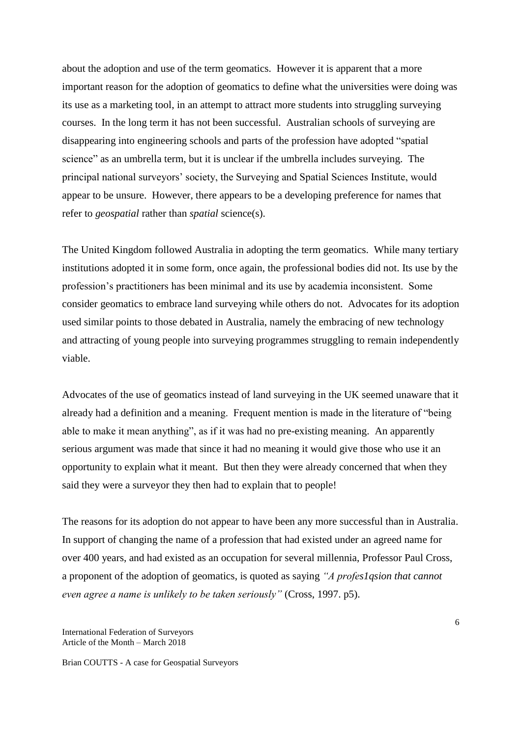about the adoption and use of the term geomatics. However it is apparent that a more important reason for the adoption of geomatics to define what the universities were doing was its use as a marketing tool, in an attempt to attract more students into struggling surveying courses. In the long term it has not been successful. Australian schools of surveying are disappearing into engineering schools and parts of the profession have adopted "spatial science" as an umbrella term, but it is unclear if the umbrella includes surveying. The principal national surveyors' society, the Surveying and Spatial Sciences Institute, would appear to be unsure. However, there appears to be a developing preference for names that refer to *geospatial* rather than *spatial* science(s).

The United Kingdom followed Australia in adopting the term geomatics. While many tertiary institutions adopted it in some form, once again, the professional bodies did not. Its use by the profession's practitioners has been minimal and its use by academia inconsistent. Some consider geomatics to embrace land surveying while others do not. Advocates for its adoption used similar points to those debated in Australia, namely the embracing of new technology and attracting of young people into surveying programmes struggling to remain independently viable.

Advocates of the use of geomatics instead of land surveying in the UK seemed unaware that it already had a definition and a meaning. Frequent mention is made in the literature of "being able to make it mean anything", as if it was had no pre-existing meaning. An apparently serious argument was made that since it had no meaning it would give those who use it an opportunity to explain what it meant. But then they were already concerned that when they said they were a surveyor they then had to explain that to people!

The reasons for its adoption do not appear to have been any more successful than in Australia. In support of changing the name of a profession that had existed under an agreed name for over 400 years, and had existed as an occupation for several millennia, Professor Paul Cross, a proponent of the adoption of geomatics, is quoted as saying *"A profes1qsion that cannot even agree a name is unlikely to be taken seriously"* (Cross, 1997. p5).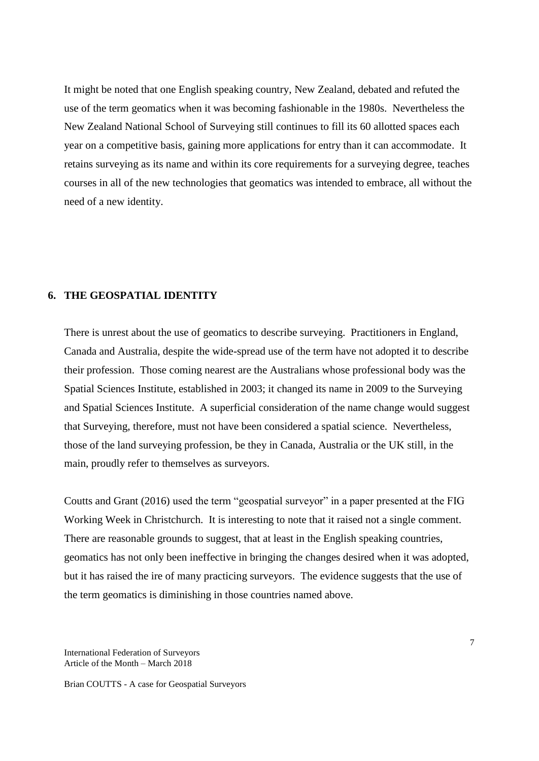It might be noted that one English speaking country, New Zealand, debated and refuted the use of the term geomatics when it was becoming fashionable in the 1980s. Nevertheless the New Zealand National School of Surveying still continues to fill its 60 allotted spaces each year on a competitive basis, gaining more applications for entry than it can accommodate. It retains surveying as its name and within its core requirements for a surveying degree, teaches courses in all of the new technologies that geomatics was intended to embrace, all without the need of a new identity.

## 6. THE GEOSPATIAL IDENTITY

There is unrest about the use of geomatics to describe surveying. Practitioners in England, Canada and Australia, despite the wide-spread use of the term have not adopted it to describe their profession. Those coming nearest are the Australians whose professional body was the Spatial Sciences Institute, established in 2003; it changed its name in 2009 to the Surveying and Spatial Sciences Institute. A superficial consideration of the name change would suggest that Surveying, therefore, must not have been considered a spatial science. Nevertheless, those of the land surveying profession, be they in Canada, Australia or the UK still, in the main, proudly refer to themselves as surveyors.

Coutts and Grant (2016) used the term "geospatial surveyor" in a paper presented at the FIG Working Week in Christchurch. It is interesting to note that it raised not a single comment. There are reasonable grounds to suggest, that at least in the English speaking countries, geomatics has not only been ineffective in bringing the changes desired when it was adopted, but it has raised the ire of many practicing surveyors. The evidence suggests that the use of the term geomatics is diminishing in those countries named above.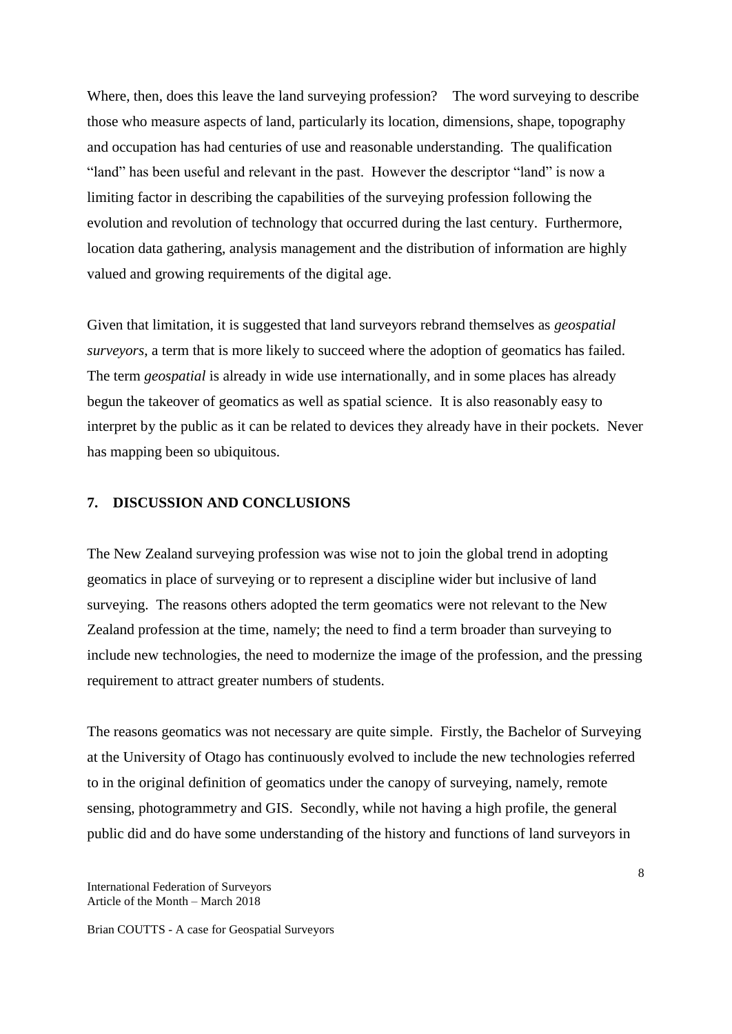Where, then, does this leave the land surveying profession? The word surveying to describe those who measure aspects of land, particularly its location, dimensions, shape, topography and occupation has had centuries of use and reasonable understanding. The qualification "land" has been useful and relevant in the past. However the descriptor "land" is now a limiting factor in describing the capabilities of the surveying profession following the evolution and revolution of technology that occurred during the last century. Furthermore, location data gathering, analysis management and the distribution of information are highly valued and growing requirements of the digital age.

Given that limitation, it is suggested that land surveyors rebrand themselves as *geospatial surveyors*, a term that is more likely to succeed where the adoption of geomatics has failed. The term *geospatial* is already in wide use internationally, and in some places has already begun the takeover of geomatics as well as spatial science. It is also reasonably easy to interpret by the public as it can be related to devices they already have in their pockets. Never has mapping been so ubiquitous.

## 7. DISCUSSION AND CONCLUSIONS

The New Zealand surveying profession was wise not to join the global trend in adopting geomatics in place of surveying or to represent a discipline wider but inclusive of land surveying. The reasons others adopted the term geomatics were not relevant to the New Zealand profession at the time, namely; the need to find a term broader than surveying to include new technologies, the need to modernize the image of the profession, and the pressing requirement to attract greater numbers of students.

The reasons geomatics was not necessary are quite simple. Firstly, the Bachelor of Surveying at the University of Otago has continuously evolved to include the new technologies referred to in the original definition of geomatics under the canopy of surveying, namely, remote sensing, photogrammetry and GIS. Secondly, while not having a high profile, the general public did and do have some understanding of the history and functions of land surveyors in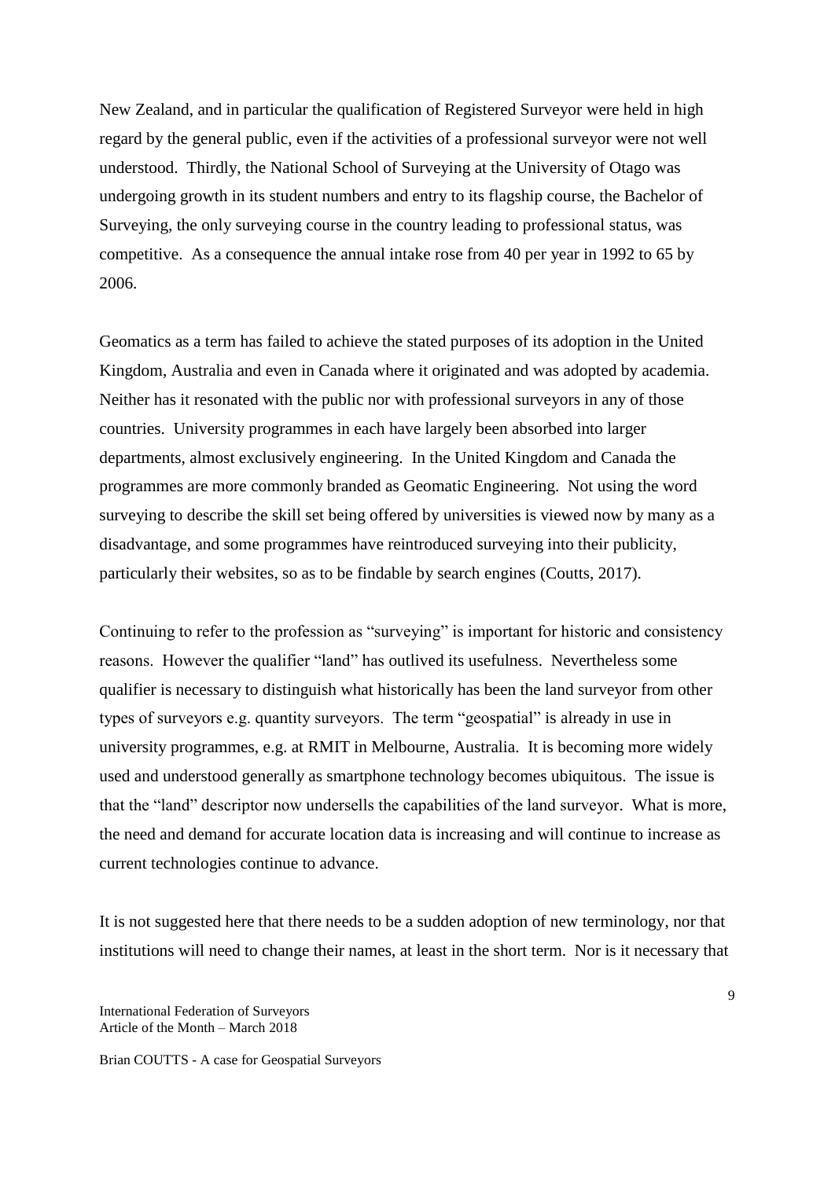New Zealand, and in particular the qualification of Registered Surveyor were held in high regard by the general public, even if the activities of a professional surveyor were not well understood. Thirdly, the National School of Surveying at the University of Otago was undergoing growth in its student numbers and entry to its flagship course, the Bachelor of Surveying, the only surveying course in the country leading to professional status, was competitive. As a consequence the annual intake rose from 40 per year in 1992 to 65 by 2006.

Geomatics as a term has failed to achieve the stated purposes of its adoption in the United Kingdom, Australia and even in Canada where it originated and was adopted by academia. Neither has it resonated with the public nor with professional surveyors in any of those countries. University programmes in each have largely been absorbed into larger departments, almost exclusively engineering. In the United Kingdom and Canada the programmes are more commonly branded as Geomatic Engineering. Not using the word surveying to describe the skill set being offered by universities is viewed now by many as a disadvantage, and some programmes have reintroduced surveying into their publicity, particularly their websites, so as to be findable by search engines (Coutts, 2017).

Continuing to refer to the profession as "surveying" is important for historic and consistency reasons. However the qualifier "land" has outlived its usefulness. Nevertheless some qualifier is necessary to distinguish what historically has been the land surveyor from other types of surveyors e.g. quantity surveyors. The term "geospatial" is already in use in university programmes, e.g. at RMIT in Melbourne, Australia. It is becoming more widely used and understood generally as smartphone technology becomes ubiquitous. The issue is that the "land" descriptor now undersells the capabilities of the land surveyor. What is more, the need and demand for accurate location data is increasing and will continue to increase as current technologies continue to advance.

It is not suggested here that there needs to be a sudden adoption of new terminology, nor that institutions will need to change their names, at least in the short term. Nor is it necessary that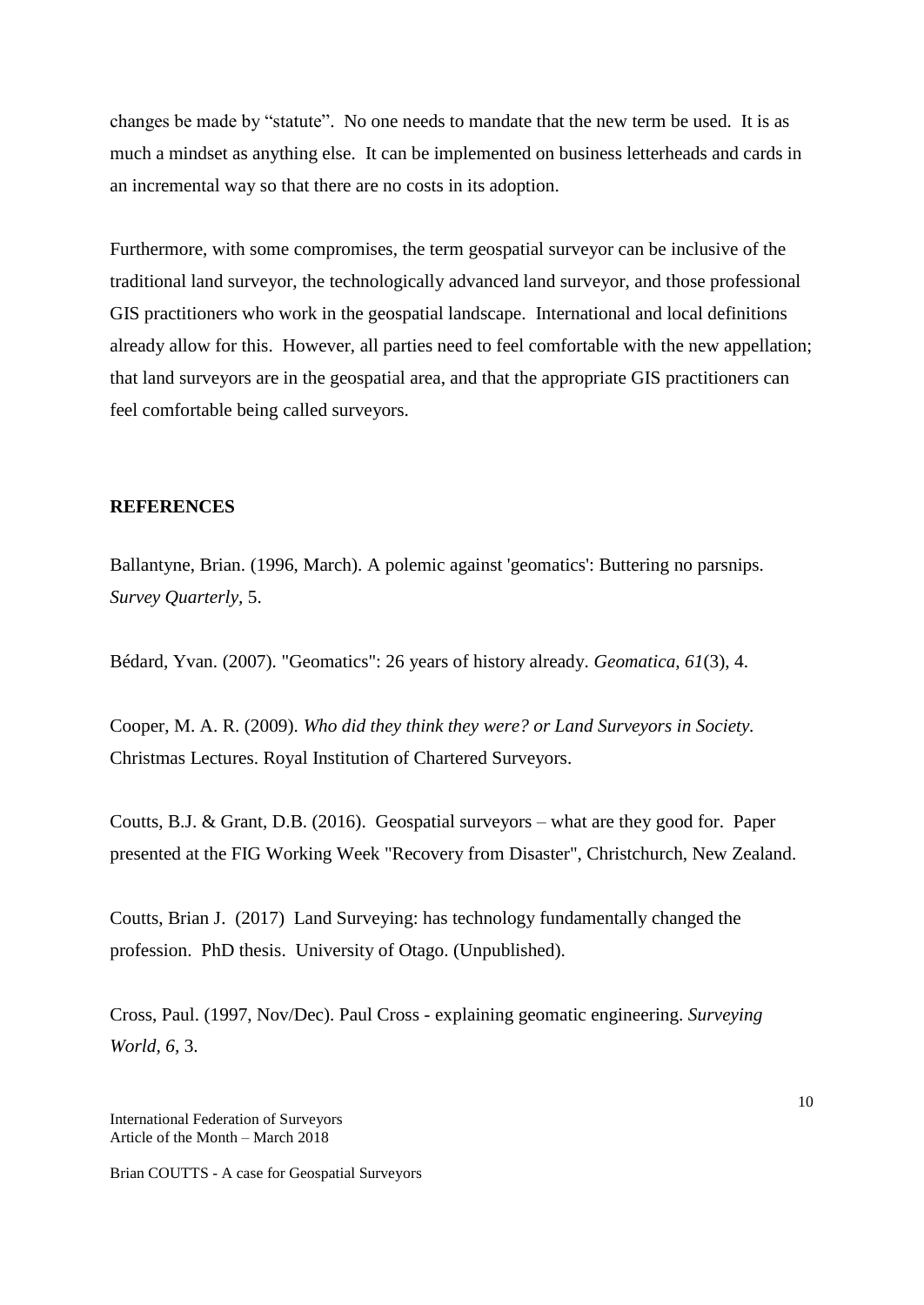changes be made by "statute". No one needs to mandate that the new term be used. It is as much a mindset as anything else. It can be implemented on business letterheads and cards in an incremental way so that there are no costs in its adoption.

Furthermore, with some compromises, the term geospatial surveyor can be inclusive of the traditional land surveyor, the technologically advanced land surveyor, and those professional GIS practitioners who work in the geospatial landscape. International and local definitions already allow for this. However, all parties need to feel comfortable with the new appellation; that land surveyors are in the geospatial area, and that the appropriate GIS practitioners can feel comfortable being called surveyors.

## REFERENCES

Ballantyne, Brian. (1996, March). A polemic against 'geomatics': Buttering no parsnips. *Survey Quarterly*, 5.

Bédard, Yvan. (2007). "Geomatics": 26 years of history already. *Geomatica, 61*(3), 4.

Cooper, M. A. R. (2009). *Who did they think they were? or Land Surveyors in Society*. Christmas Lectures. Royal Institution of Chartered Surveyors.

Coutts, B.J. & Grant, D.B. (2016). Geospatial surveyors – what are they good for. Paper presented at the FIG Working Week "Recovery from Disaster", Christchurch, New Zealand.

Coutts, Brian J. (2017) Land Surveying: has technology fundamentally changed the profession. PhD thesis. University of Otago. (Unpublished).

Cross, Paul. (1997, Nov/Dec). Paul Cross - explaining geomatic engineering. *Surveying World, 6*, 3.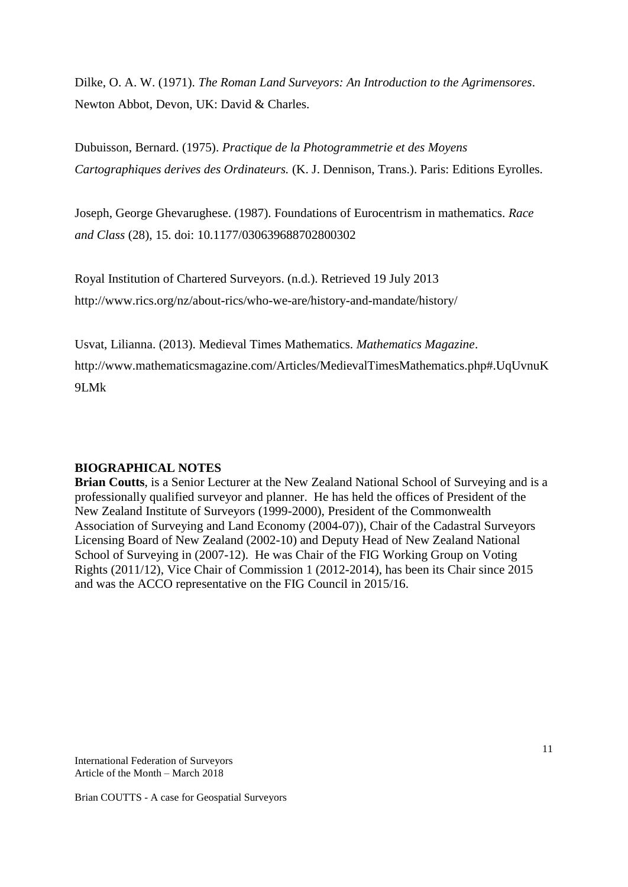Dilke, O. A. W. (1971). *The Roman Land Surveyors: An Introduction to the Agrimensores*. Newton Abbot, Devon, UK: David & Charles.

Dubuisson, Bernard. (1975). *Practique de la Photogrammetrie et des Moyens Cartographiques derives des Ordinateurs.* (K. J. Dennison, Trans.). Paris: Editions Eyrolles.

Joseph, George Ghevarughese. (1987). Foundations of Eurocentrism in mathematics. *Race and Class* (28), 15. doi: 10.1177/030639688702800302

Royal Institution of Chartered Surveyors. (n.d.). Retrieved 19 July 2013 http://www.rics.org/nz/about-rics/who-we-are/history-and-mandate/history/

Usvat, Lilianna. (2013). Medieval Times Mathematics. *Mathematics Magazine*. http://www.mathematicsmagazine.com/Articles/MedievalTimesMathematics.php#.UqUvnuK9LMk

## BIOGRAPHICAL NOTES

**Brian Coutts**, is a Senior Lecturer at the New Zealand National School of Surveying and is a professionally qualified surveyor and planner. He has held the offices of President of the New Zealand Institute of Surveyors (1999-2000), President of the Commonwealth Association of Surveying and Land Economy (2004-07)), Chair of the Cadastral Surveyors Licensing Board of New Zealand (2002-10) and Deputy Head of New Zealand National School of Surveying in (2007-12). He was Chair of the FIG Working Group on Voting Rights (2011/12), Vice Chair of Commission 1 (2012-2014), has been its Chair since 2015 and was the ACCO representative on the FIG Council in 2015/16.